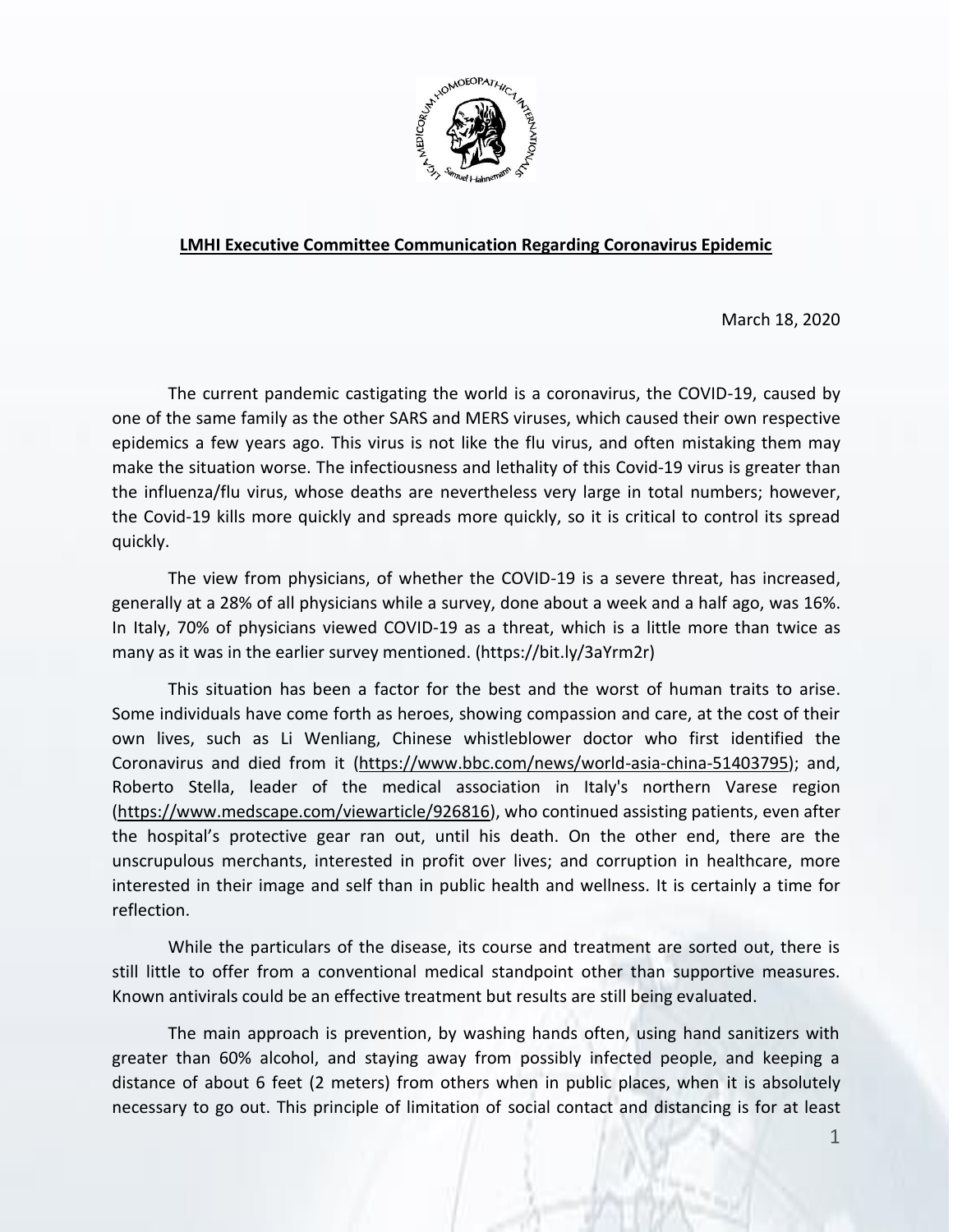**LMHI Executive Committee Communication Regarding Coronavirus Epidemic**

March 18, 2020

The current pandemic castigating the world is a coronavirus, the COVID-19, caused by one of the same family as the other SARS and MERS viruses, which caused their own respective epidemics a few years ago. This virus is not like the flu virus, and often mistaking them may make the situation worse. The infectiousness and lethality of this Covid-19 virus is greater than the influenza/flu virus, whose deaths are nevertheless very large in total numbers; however, the Covid-19 kills more quickly and spreads more quickly, so it is critical to control its spread quickly.

The view from physicians, of whether the COVID-19 is a severe threat, has increased, generally at a 28% of all physicians while a survey, done about a week and a half ago, was 16%. In Italy, 70% of physicians viewed COVID-19 as a threat, which is a little more than twice as many as it was in the earlier survey mentioned. (https://bit.ly/3aYrm2r)

This situation has been a factor for the best and the worst of human traits to arise. Some individuals have come forth as heroes, showing compassion and care, at the cost of their own lives, such as Li Wenliang, Chinese whistleblower doctor who first identified the Coronavirus and died from it (https://www.bbc.com/news/world-asia-china-51403795); and, Roberto Stella, leader of the medical association in Italy's northern Varese region (https://www.medscape.com/viewarticle/926816), who continued assisting patients, even after the hospital's protective gear ran out, until his death. On the other end, there are the unscrupulous merchants, interested in profit over lives; and corruption in healthcare, more interested in their image and self than in public health and wellness. It is certainly a time for reflection.

While the particulars of the disease, its course and treatment are sorted out, there is still little to offer from a conventional medical standpoint other than supportive measures. Known antivirals could be an effective treatment but results are still being evaluated.

The main approach is prevention, by washing hands often, using hand sanitizers with greater than 60% alcohol, and staying away from possibly infected people, and keeping a distance of about 6 feet (2 meters) from others when in public places, when it is absolutely necessary to go out. This principle of limitation of social contact and distancing is for at least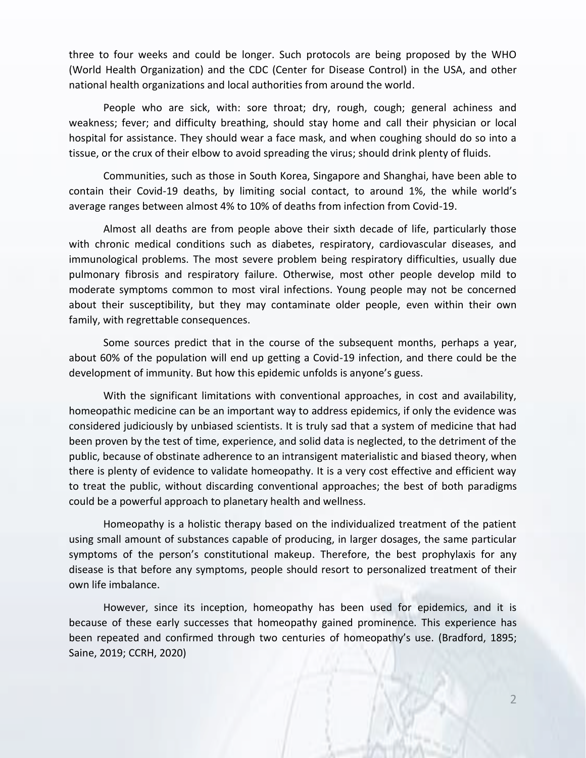three to four weeks and could be longer. Such protocols are being proposed by the WHO (World Health Organization) and the CDC (Center for Disease Control) in the USA, and other national health organizations and local authorities from around the world.

People who are sick, with: sore throat; dry, rough, cough; general achiness and weakness; fever; and difficulty breathing, should stay home and call their physician or local hospital for assistance. They should wear a face mask, and when coughing should do so into a tissue, or the crux of their elbow to avoid spreading the virus; should drink plenty of fluids.

Communities, such as those in South Korea, Singapore and Shanghai, have been able to contain their Covid-19 deaths, by limiting social contact, to around 1%, the while world's average ranges between almost 4% to 10% of deaths from infection from Covid-19.

Almost all deaths are from people above their sixth decade of life, particularly those with chronic medical conditions such as diabetes, respiratory, cardiovascular diseases, and immunological problems. The most severe problem being respiratory difficulties, usually due pulmonary fibrosis and respiratory failure. Otherwise, most other people develop mild to moderate symptoms common to most viral infections. Young people may not be concerned about their susceptibility, but they may contaminate older people, even within their own family, with regrettable consequences.

Some sources predict that in the course of the subsequent months, perhaps a year, about 60% of the population will end up getting a Covid-19 infection, and there could be the development of immunity. But how this epidemic unfolds is anyone's guess.

With the significant limitations with conventional approaches, in cost and availability, homeopathic medicine can be an important way to address epidemics, if only the evidence was considered judiciously by unbiased scientists. It is truly sad that a system of medicine that had been proven by the test of time, experience, and solid data is neglected, to the detriment of the public, because of obstinate adherence to an intransigent materialistic and biased theory, when there is plenty of evidence to validate homeopathy. It is a very cost effective and efficient way to treat the public, without discarding conventional approaches; the best of both paradigms could be a powerful approach to planetary health and wellness.

Homeopathy is a holistic therapy based on the individualized treatment of the patient using small amount of substances capable of producing, in larger dosages, the same particular symptoms of the person's constitutional makeup. Therefore, the best prophylaxis for any disease is that before any symptoms, people should resort to personalized treatment of their own life imbalance.

However, since its inception, homeopathy has been used for epidemics, and it is because of these early successes that homeopathy gained prominence. This experience has been repeated and confirmed through two centuries of homeopathy's use. (Bradford, 1895; Saine, 2019; CCRH, 2020)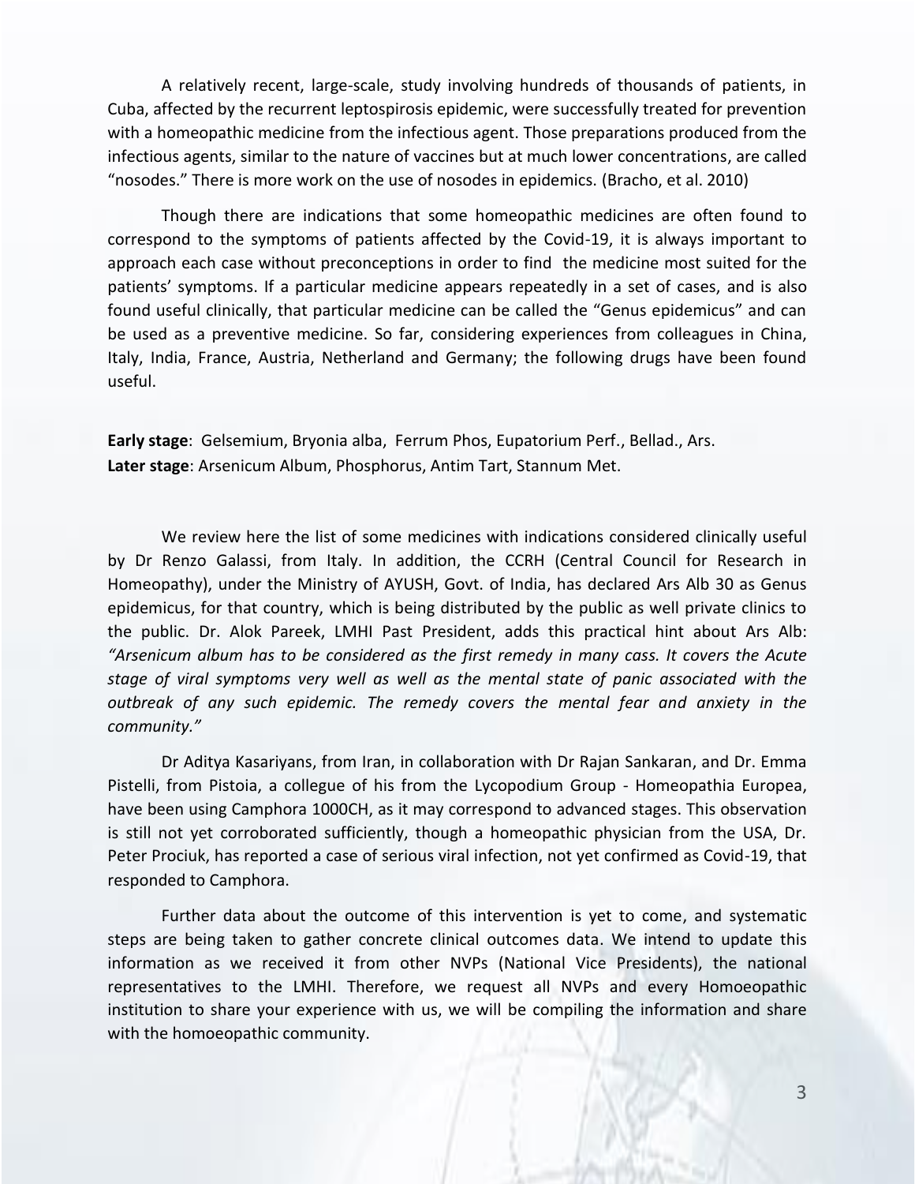A relatively recent, large-scale, study involving hundreds of thousands of patients, in Cuba, affected by the recurrent leptospirosis epidemic, were successfully treated for prevention with a homeopathic medicine from the infectious agent. Those preparations produced from the infectious agents, similar to the nature of vaccines but at much lower concentrations, are called "nosodes." There is more work on the use of nosodes in epidemics. (Bracho, et al. 2010)

Though there are indications that some homeopathic medicines are often found to correspond to the symptoms of patients affected by the Covid-19, it is always important to approach each case without preconceptions in order to find the medicine most suited for the patients' symptoms. If a particular medicine appears repeatedly in a set of cases, and is also found useful clinically, that particular medicine can be called the "Genus epidemicus" and can be used as a preventive medicine. So far, considering experiences from colleagues in China, Italy, India, France, Austria, Netherland and Germany; the following drugs have been found useful.

**Early stage**: Gelsemium, Bryonia alba, Ferrum Phos, Eupatorium Perf., Bellad., Ars.
**Later stage**: Arsenicum Album, Phosphorus, Antim Tart, Stannum Met.

We review here the list of some medicines with indications considered clinically useful by Dr Renzo Galassi, from Italy. In addition, the CCRH (Central Council for Research in Homeopathy), under the Ministry of AYUSH, Govt. of India, has declared Ars Alb 30 as Genus epidemicus, for that country, which is being distributed by the public as well private clinics to the public. Dr. Alok Pareek, LMHI Past President, adds this practical hint about Ars Alb: *"Arsenicum album has to be considered as the first remedy in many cass. It covers the Acute stage of viral symptoms very well as well as the mental state of panic associated with the outbreak of any such epidemic. The remedy covers the mental fear and anxiety in the community."*

Dr Aditya Kasariyans, from Iran, in collaboration with Dr Rajan Sankaran, and Dr. Emma Pistelli, from Pistoia, a collegue of his from the Lycopodium Group - Homeopathia Europea, have been using Camphora 1000CH, as it may correspond to advanced stages. This observation is still not yet corroborated sufficiently, though a homeopathic physician from the USA, Dr. Peter Prociuk, has reported a case of serious viral infection, not yet confirmed as Covid-19, that responded to Camphora.

Further data about the outcome of this intervention is yet to come, and systematic steps are being taken to gather concrete clinical outcomes data. We intend to update this information as we received it from other NVPs (National Vice Presidents), the national representatives to the LMHI. Therefore, we request all NVPs and every Homoeopathic institution to share your experience with us, we will be compiling the information and share with the homoeopathic community.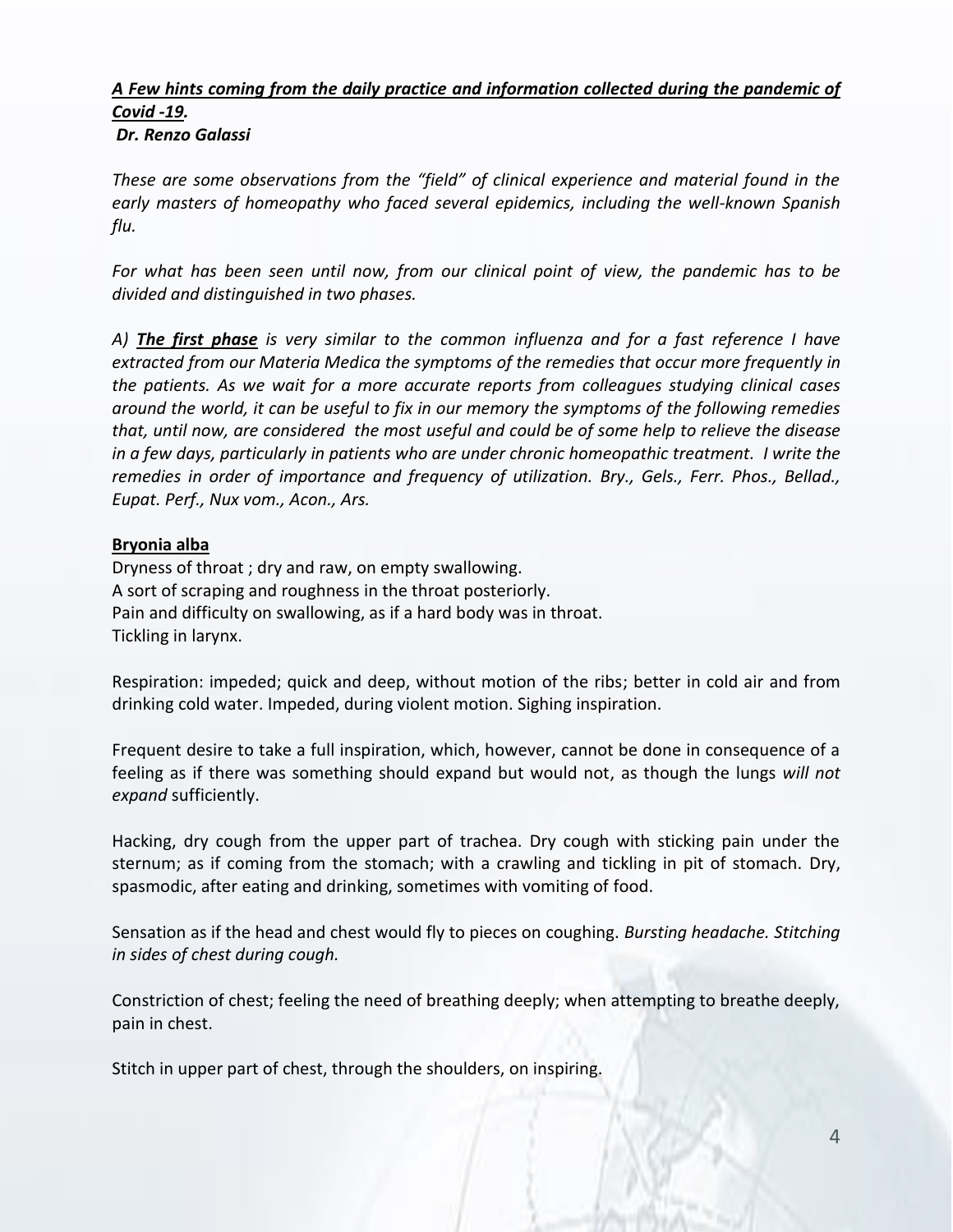***A Few hints coming from the daily practice and information collected during the pandemic of Covid -19.***
***Dr. Renzo Galassi***

*These are some observations from the "field" of clinical experience and material found in the early masters of homeopathy who faced several epidemics, including the well-known Spanish flu.*

*For what has been seen until now, from our clinical point of view, the pandemic has to be divided and distinguished in two phases.*

*A)* ***The first phase*** *is very similar to the common influenza and for a fast reference I have extracted from our Materia Medica the symptoms of the remedies that occur more frequently in the patients. As we wait for a more accurate reports from colleagues studying clinical cases around the world, it can be useful to fix in our memory the symptoms of the following remedies that, until now, are considered the most useful and could be of some help to relieve the disease in a few days, particularly in patients who are under chronic homeopathic treatment. I write the remedies in order of importance and frequency of utilization. Bry., Gels., Ferr. Phos., Bellad., Eupat. Perf., Nux vom., Acon., Ars.*

**Bryonia alba**

Dryness of throat ; dry and raw, on empty swallowing.
A sort of scraping and roughness in the throat posteriorly.
Pain and difficulty on swallowing, as if a hard body was in throat.
Tickling in larynx.

Respiration: impeded; quick and deep, without motion of the ribs; better in cold air and from drinking cold water. Impeded, during violent motion. Sighing inspiration.

Frequent desire to take a full inspiration, which, however, cannot be done in consequence of a feeling as if there was something should expand but would not, as though the lungs *will not expand* sufficiently.

Hacking, dry cough from the upper part of trachea. Dry cough with sticking pain under the sternum; as if coming from the stomach; with a crawling and tickling in pit of stomach. Dry, spasmodic, after eating and drinking, sometimes with vomiting of food.

Sensation as if the head and chest would fly to pieces on coughing. *Bursting headache. Stitching in sides of chest during cough.*

Constriction of chest; feeling the need of breathing deeply; when attempting to breathe deeply, pain in chest.

Stitch in upper part of chest, through the shoulders, on inspiring.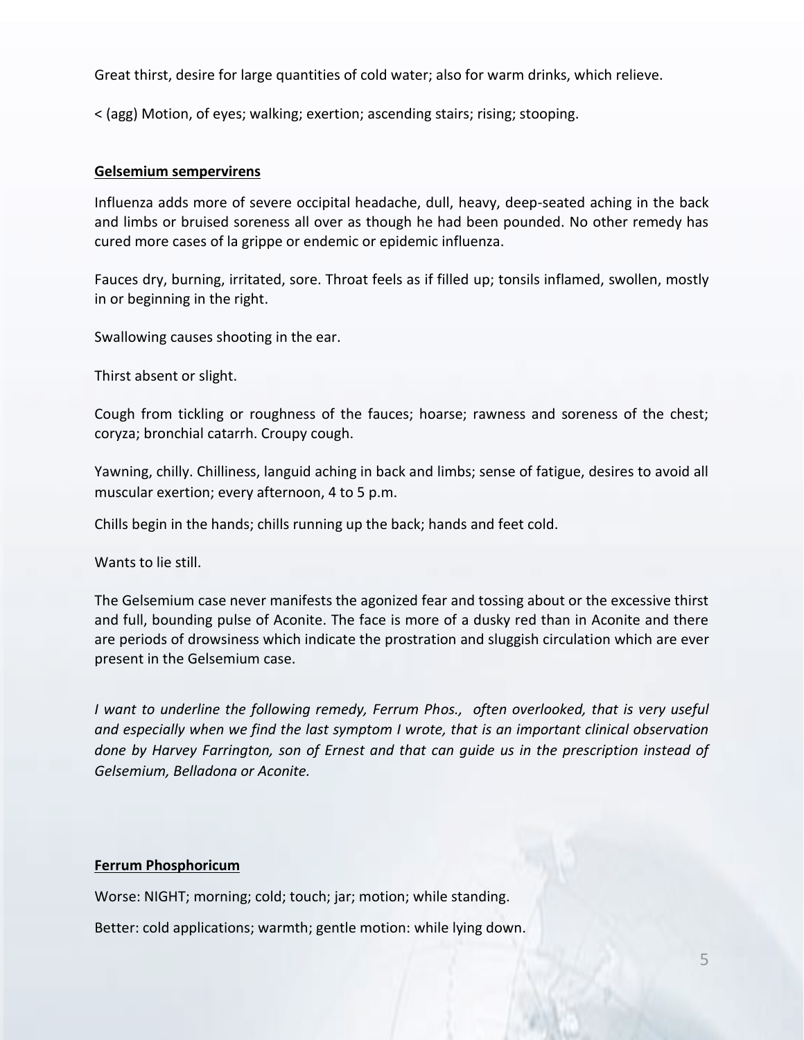Great thirst, desire for large quantities of cold water; also for warm drinks, which relieve.

< (agg) Motion, of eyes; walking; exertion; ascending stairs; rising; stooping.

**Gelsemium sempervirens**

Influenza adds more of severe occipital headache, dull, heavy, deep-seated aching in the back and limbs or bruised soreness all over as though he had been pounded. No other remedy has cured more cases of la grippe or endemic or epidemic influenza.

Fauces dry, burning, irritated, sore. Throat feels as if filled up; tonsils inflamed, swollen, mostly in or beginning in the right.

Swallowing causes shooting in the ear.

Thirst absent or slight.

Cough from tickling or roughness of the fauces; hoarse; rawness and soreness of the chest; coryza; bronchial catarrh. Croupy cough.

Yawning, chilly. Chilliness, languid aching in back and limbs; sense of fatigue, desires to avoid all muscular exertion; every afternoon, 4 to 5 p.m.

Chills begin in the hands; chills running up the back; hands and feet cold.

Wants to lie still.

The Gelsemium case never manifests the agonized fear and tossing about or the excessive thirst and full, bounding pulse of Aconite. The face is more of a dusky red than in Aconite and there are periods of drowsiness which indicate the prostration and sluggish circulation which are ever present in the Gelsemium case.

*I want to underline the following remedy, Ferrum Phos., often overlooked, that is very useful and especially when we find the last symptom I wrote, that is an important clinical observation done by Harvey Farrington, son of Ernest and that can guide us in the prescription instead of Gelsemium, Belladona or Aconite.*

**Ferrum Phosphoricum**

Worse: NIGHT; morning; cold; touch; jar; motion; while standing.

Better: cold applications; warmth; gentle motion: while lying down.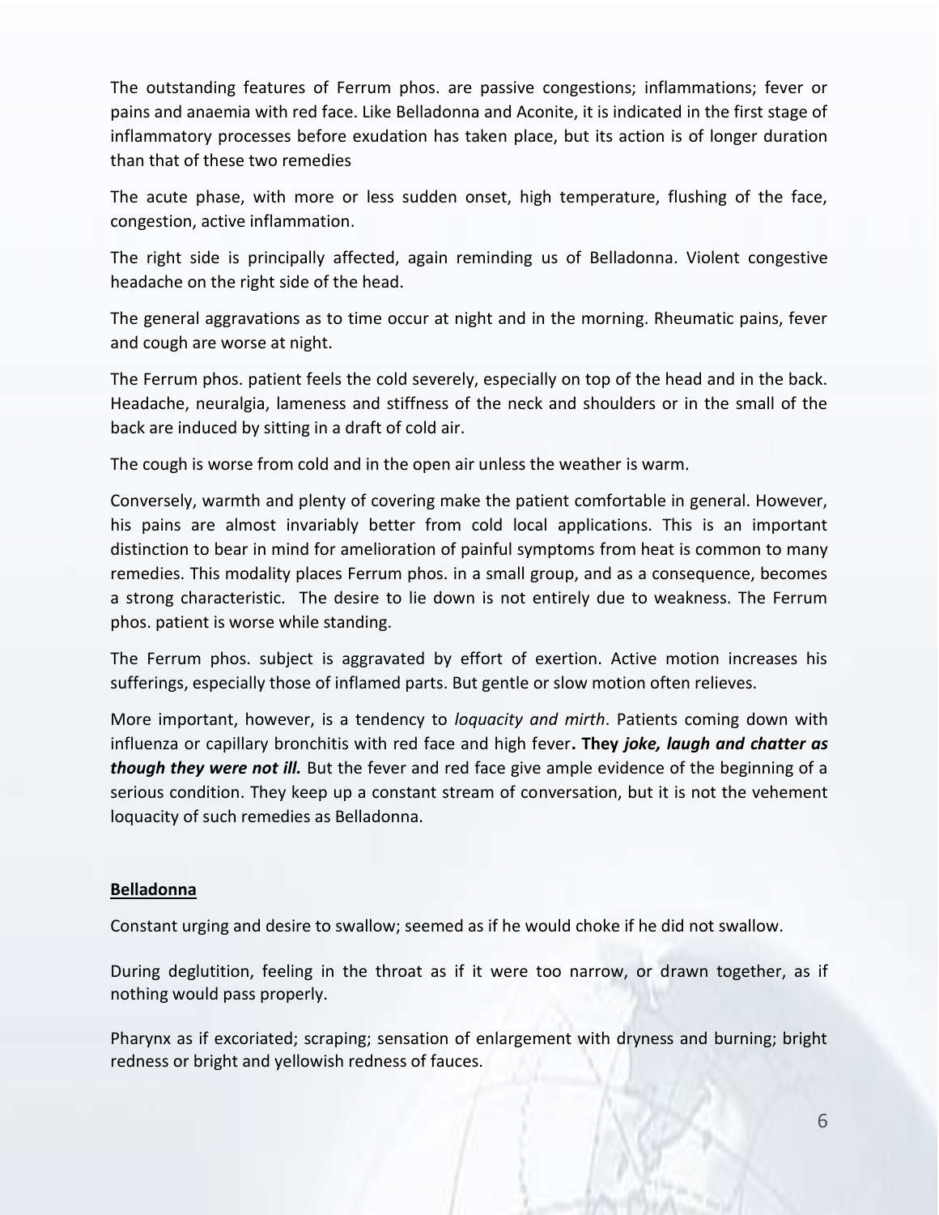The outstanding features of Ferrum phos. are passive congestions; inflammations; fever or pains and anaemia with red face. Like Belladonna and Aconite, it is indicated in the first stage of inflammatory processes before exudation has taken place, but its action is of longer duration than that of these two remedies

The acute phase, with more or less sudden onset, high temperature, flushing of the face, congestion, active inflammation.

The right side is principally affected, again reminding us of Belladonna. Violent congestive headache on the right side of the head.

The general aggravations as to time occur at night and in the morning. Rheumatic pains, fever and cough are worse at night.

The Ferrum phos. patient feels the cold severely, especially on top of the head and in the back. Headache, neuralgia, lameness and stiffness of the neck and shoulders or in the small of the back are induced by sitting in a draft of cold air.

The cough is worse from cold and in the open air unless the weather is warm.

Conversely, warmth and plenty of covering make the patient comfortable in general. However, his pains are almost invariably better from cold local applications. This is an important distinction to bear in mind for amelioration of painful symptoms from heat is common to many remedies. This modality places Ferrum phos. in a small group, and as a consequence, becomes a strong characteristic. The desire to lie down is not entirely due to weakness. The Ferrum phos. patient is worse while standing.

The Ferrum phos. subject is aggravated by effort of exertion. Active motion increases his sufferings, especially those of inflamed parts. But gentle or slow motion often relieves.

More important, however, is a tendency to *loquacity and mirth*. Patients coming down with influenza or capillary bronchitis with red face and high fever**. They** ***joke, laugh and chatter as though they were not ill.*** But the fever and red face give ample evidence of the beginning of a serious condition. They keep up a constant stream of conversation, but it is not the vehement loquacity of such remedies as Belladonna.

**Belladonna**

Constant urging and desire to swallow; seemed as if he would choke if he did not swallow.

During deglutition, feeling in the throat as if it were too narrow, or drawn together, as if nothing would pass properly.

Pharynx as if excoriated; scraping; sensation of enlargement with dryness and burning; bright redness or bright and yellowish redness of fauces.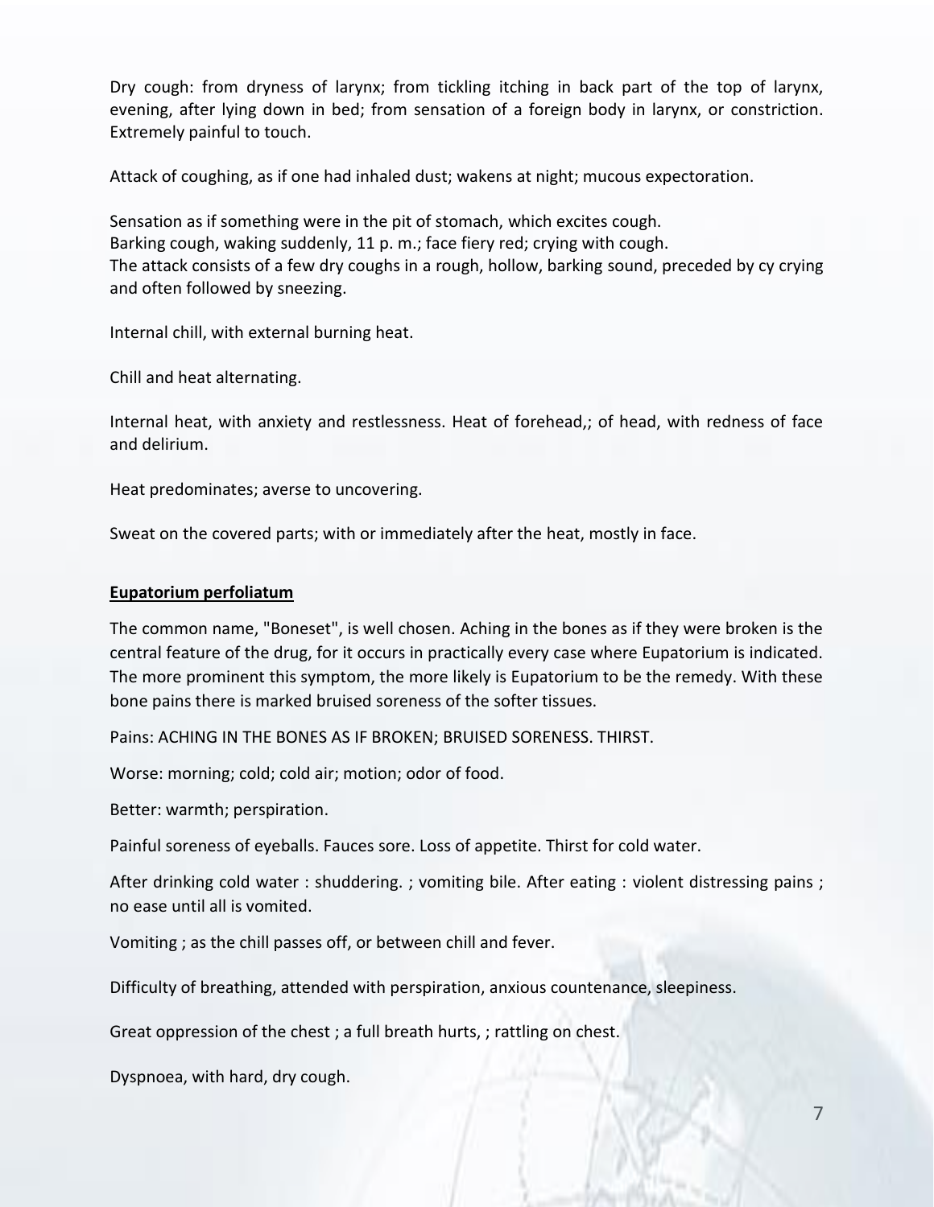Dry cough: from dryness of larynx; from tickling itching in back part of the top of larynx, evening, after lying down in bed; from sensation of a foreign body in larynx, or constriction. Extremely painful to touch.

Attack of coughing, as if one had inhaled dust; wakens at night; mucous expectoration.

Sensation as if something were in the pit of stomach, which excites cough.
Barking cough, waking suddenly, 11 p. m.; face fiery red; crying with cough.
The attack consists of a few dry coughs in a rough, hollow, barking sound, preceded by cy crying and often followed by sneezing.

Internal chill, with external burning heat.

Chill and heat alternating.

Internal heat, with anxiety and restlessness. Heat of forehead,; of head, with redness of face and delirium.

Heat predominates; averse to uncovering.

Sweat on the covered parts; with or immediately after the heat, mostly in face.

**Eupatorium perfoliatum**

The common name, "Boneset", is well chosen. Aching in the bones as if they were broken is the central feature of the drug, for it occurs in practically every case where Eupatorium is indicated. The more prominent this symptom, the more likely is Eupatorium to be the remedy. With these bone pains there is marked bruised soreness of the softer tissues.

Pains: ACHING IN THE BONES AS IF BROKEN; BRUISED SORENESS. THIRST.

Worse: morning; cold; cold air; motion; odor of food.

Better: warmth; perspiration.

Painful soreness of eyeballs. Fauces sore. Loss of appetite. Thirst for cold water.

After drinking cold water : shuddering. ; vomiting bile. After eating : violent distressing pains ; no ease until all is vomited.

Vomiting ; as the chill passes off, or between chill and fever.

Difficulty of breathing, attended with perspiration, anxious countenance, sleepiness.

Great oppression of the chest ; a full breath hurts, ; rattling on chest.

Dyspnoea, with hard, dry cough.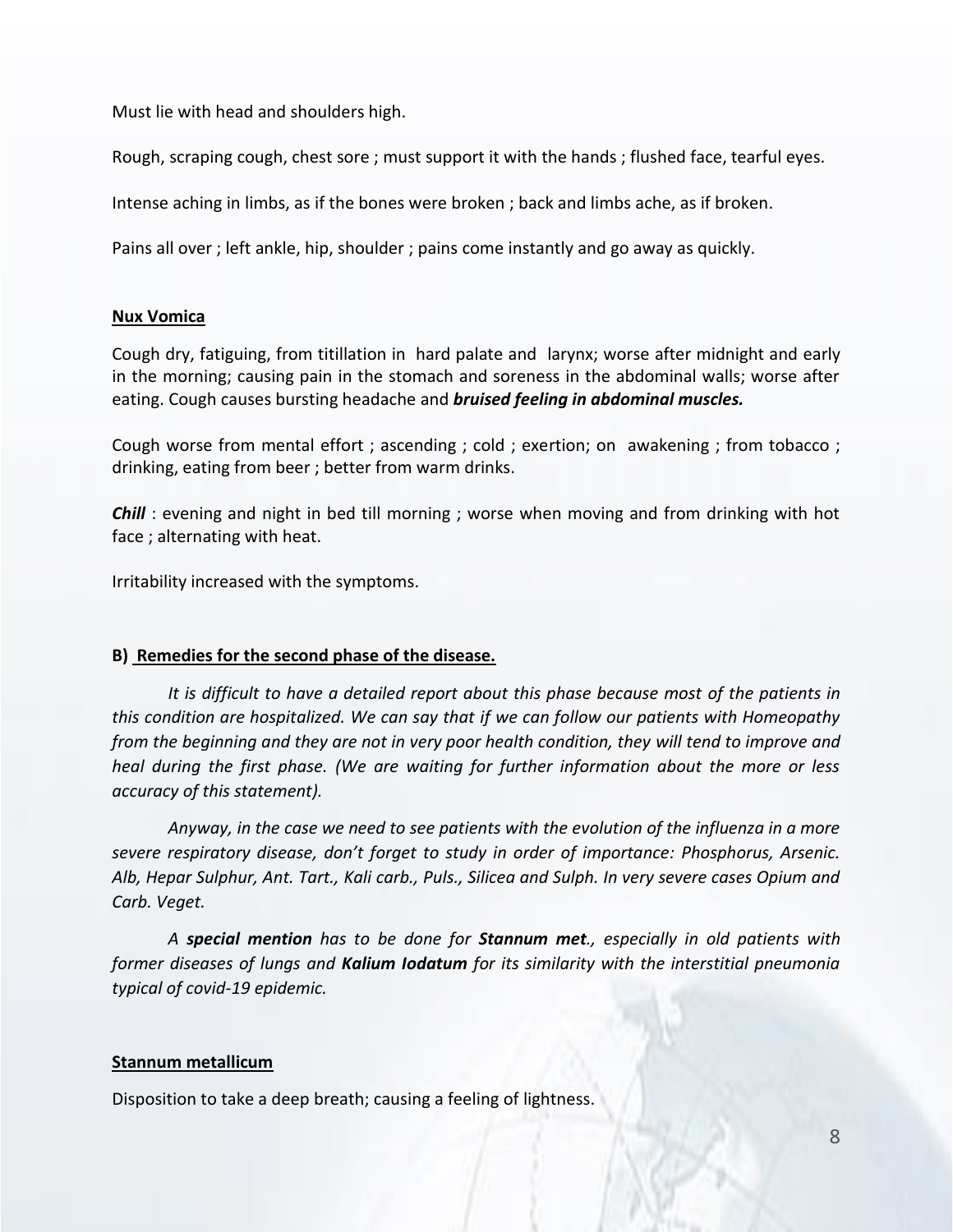Must lie with head and shoulders high.

Rough, scraping cough, chest sore ; must support it with the hands ; flushed face, tearful eyes.

Intense aching in limbs, as if the bones were broken ; back and limbs ache, as if broken.

Pains all over ; left ankle, hip, shoulder ; pains come instantly and go away as quickly.

**Nux Vomica**

Cough dry, fatiguing, from titillation in hard palate and larynx; worse after midnight and early in the morning; causing pain in the stomach and soreness in the abdominal walls; worse after eating. Cough causes bursting headache and ***bruised feeling in abdominal muscles.***

Cough worse from mental effort ; ascending ; cold ; exertion; on awakening ; from tobacco ; drinking, eating from beer ; better from warm drinks.

***Chill*** : evening and night in bed till morning ; worse when moving and from drinking with hot face ; alternating with heat.

Irritability increased with the symptoms.

**B) Remedies for the second phase of the disease.**

*It is difficult to have a detailed report about this phase because most of the patients in this condition are hospitalized. We can say that if we can follow our patients with Homeopathy from the beginning and they are not in very poor health condition, they will tend to improve and heal during the first phase. (We are waiting for further information about the more or less accuracy of this statement).*

*Anyway, in the case we need to see patients with the evolution of the influenza in a more severe respiratory disease, don't forget to study in order of importance: Phosphorus, Arsenic. Alb, Hepar Sulphur, Ant. Tart., Kali carb., Puls., Silicea and Sulph. In very severe cases Opium and Carb. Veget.*

*A **special mention** has to be done for **Stannum met**., especially in old patients with former diseases of lungs and **Kalium Iodatum** for its similarity with the interstitial pneumonia typical of covid-19 epidemic.*

**Stannum metallicum**

Disposition to take a deep breath; causing a feeling of lightness.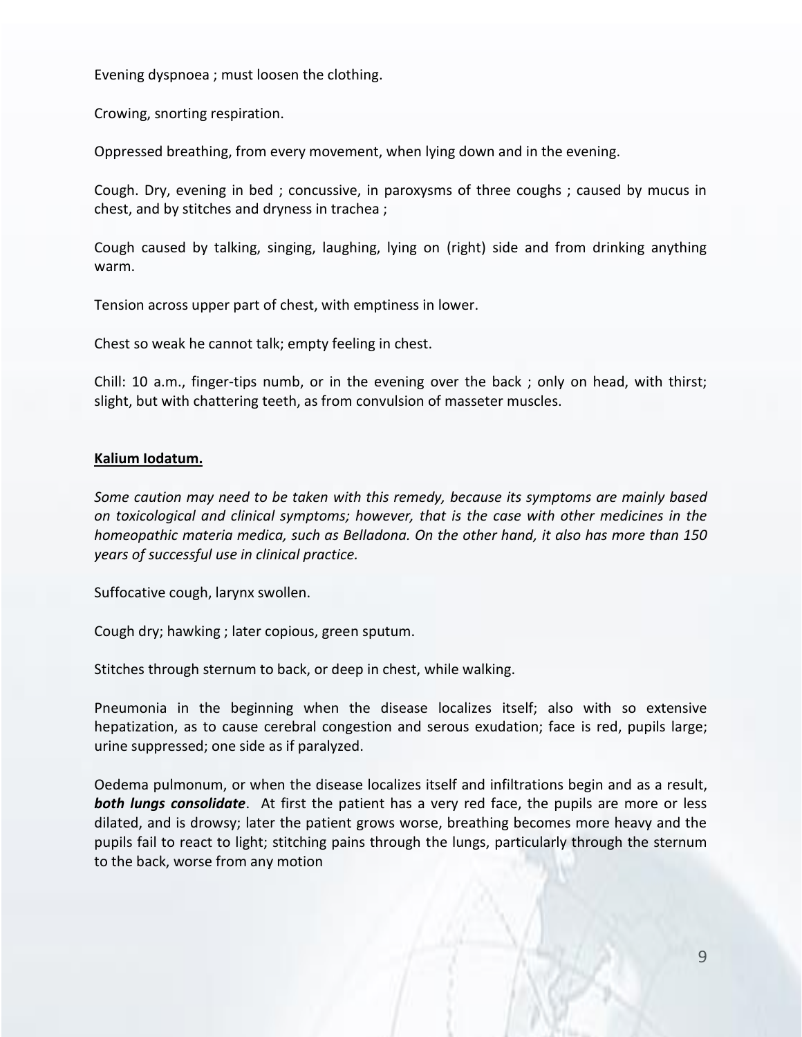Evening dyspnoea ; must loosen the clothing.

Crowing, snorting respiration.

Oppressed breathing, from every movement, when lying down and in the evening.

Cough. Dry, evening in bed ; concussive, in paroxysms of three coughs ; caused by mucus in chest, and by stitches and dryness in trachea ;

Cough caused by talking, singing, laughing, lying on (right) side and from drinking anything warm.

Tension across upper part of chest, with emptiness in lower.

Chest so weak he cannot talk; empty feeling in chest.

Chill: 10 a.m., finger-tips numb, or in the evening over the back ; only on head, with thirst; slight, but with chattering teeth, as from convulsion of masseter muscles.

## Kalium Iodatum.

*Some caution may need to be taken with this remedy, because its symptoms are mainly based on toxicological and clinical symptoms; however, that is the case with other medicines in the homeopathic materia medica, such as Belladona. On the other hand, it also has more than 150 years of successful use in clinical practice.*

Suffocative cough, larynx swollen.

Cough dry; hawking ; later copious, green sputum.

Stitches through sternum to back, or deep in chest, while walking.

Pneumonia in the beginning when the disease localizes itself; also with so extensive hepatization, as to cause cerebral congestion and serous exudation; face is red, pupils large; urine suppressed; one side as if paralyzed.

Oedema pulmonum, or when the disease localizes itself and infiltrations begin and as a result, ***both lungs consolidate***. At first the patient has a very red face, the pupils are more or less dilated, and is drowsy; later the patient grows worse, breathing becomes more heavy and the pupils fail to react to light; stitching pains through the lungs, particularly through the sternum to the back, worse from any motion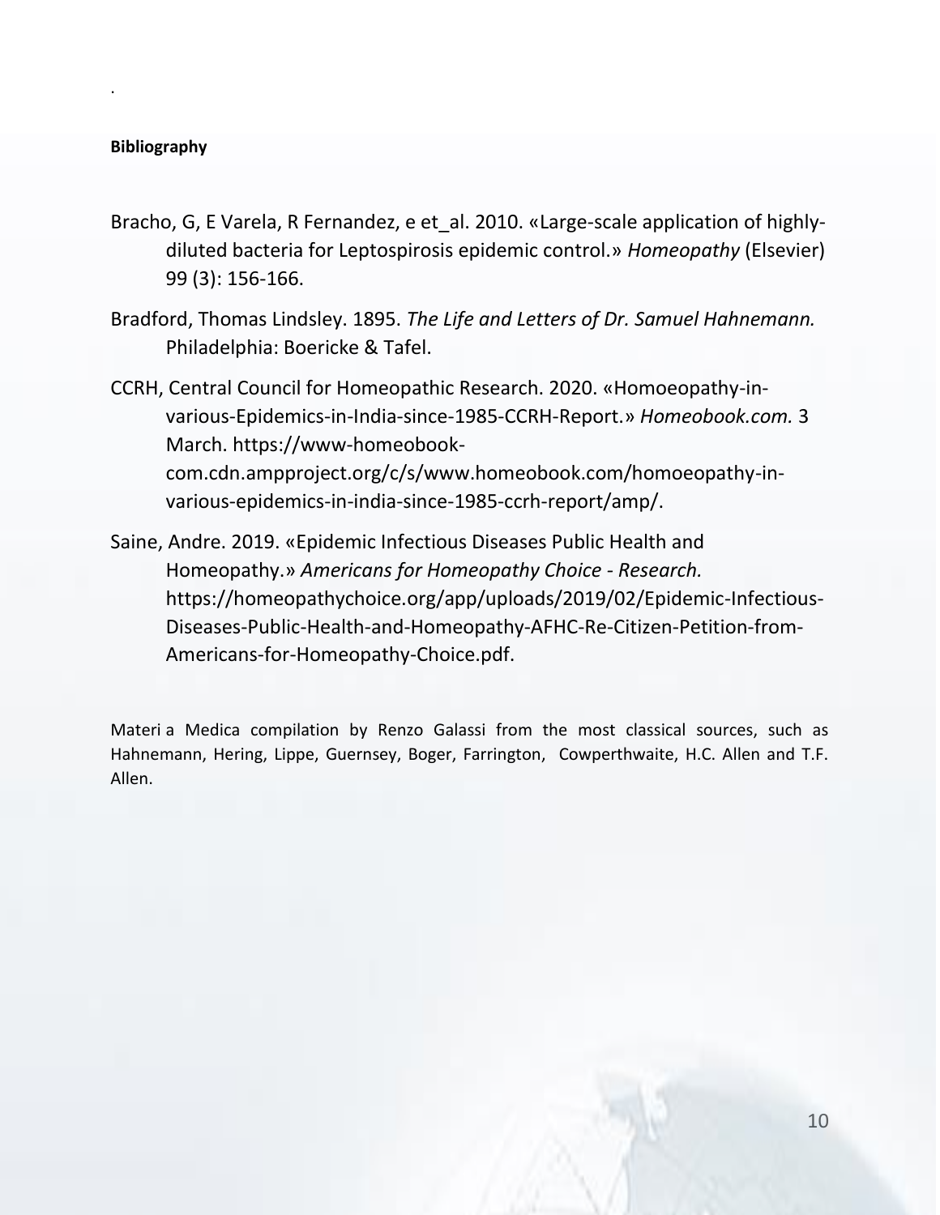.

**Bibliography**

Bracho, G, E Varela, R Fernandez, e et_al. 2010. «Large-scale application of highly-diluted bacteria for Leptospirosis epidemic control.» *Homeopathy* (Elsevier) 99 (3): 156-166.

Bradford, Thomas Lindsley. 1895. *The Life and Letters of Dr. Samuel Hahnemann.* Philadelphia: Boericke & Tafel.

CCRH, Central Council for Homeopathic Research. 2020. «Homoeopathy-in-various-Epidemics-in-India-since-1985-CCRH-Report.» *Homeobook.com.* 3 March. https://www-homeobook-com.cdn.ampproject.org/c/s/www.homeobook.com/homoeopathy-in-various-epidemics-in-india-since-1985-ccrh-report/amp/.

Saine, Andre. 2019. «Epidemic Infectious Diseases Public Health and Homeopathy.» *Americans for Homeopathy Choice - Research.* https://homeopathychoice.org/app/uploads/2019/02/Epidemic-Infectious-Diseases-Public-Health-and-Homeopathy-AFHC-Re-Citizen-Petition-from-Americans-for-Homeopathy-Choice.pdf.

Materi a Medica compilation by Renzo Galassi from the most classical sources, such as Hahnemann, Hering, Lippe, Guernsey, Boger, Farrington, Cowperthwaite, H.C. Allen and T.F. Allen.